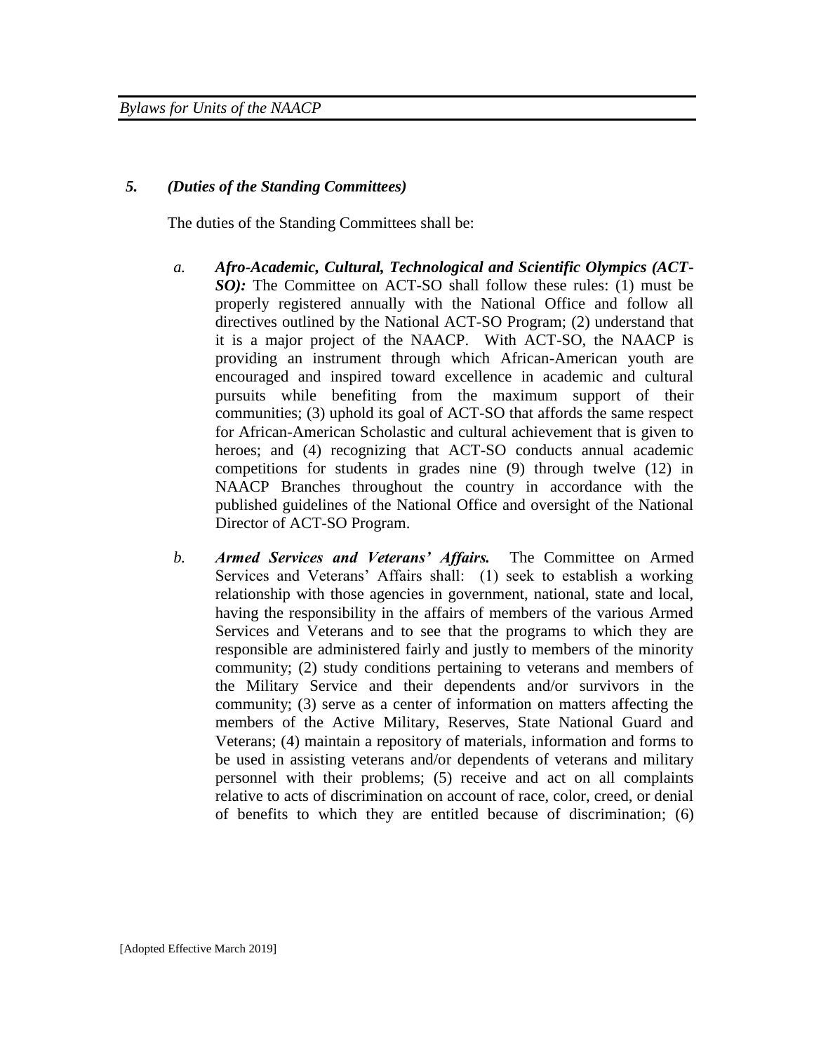## 5. *(Duties of the Standing Committees)*

The duties of the Standing Committees shall be:

a. ***Afro-Academic, Cultural, Technological and Scientific Olympics (ACT-SO):*** The Committee on ACT-SO shall follow these rules: (1) must be properly registered annually with the National Office and follow all directives outlined by the National ACT-SO Program; (2) understand that it is a major project of the NAACP. With ACT-SO, the NAACP is providing an instrument through which African-American youth are encouraged and inspired toward excellence in academic and cultural pursuits while benefiting from the maximum support of their communities; (3) uphold its goal of ACT-SO that affords the same respect for African-American Scholastic and cultural achievement that is given to heroes; and (4) recognizing that ACT-SO conducts annual academic competitions for students in grades nine (9) through twelve (12) in NAACP Branches throughout the country in accordance with the published guidelines of the National Office and oversight of the National Director of ACT-SO Program.

b. ***Armed Services and Veterans' Affairs.*** The Committee on Armed Services and Veterans' Affairs shall: (1) seek to establish a working relationship with those agencies in government, national, state and local, having the responsibility in the affairs of members of the various Armed Services and Veterans and to see that the programs to which they are responsible are administered fairly and justly to members of the minority community; (2) study conditions pertaining to veterans and members of the Military Service and their dependents and/or survivors in the community; (3) serve as a center of information on matters affecting the members of the Active Military, Reserves, State National Guard and Veterans; (4) maintain a repository of materials, information and forms to be used in assisting veterans and/or dependents of veterans and military personnel with their problems; (5) receive and act on all complaints relative to acts of discrimination on account of race, color, creed, or denial of benefits to which they are entitled because of discrimination; (6)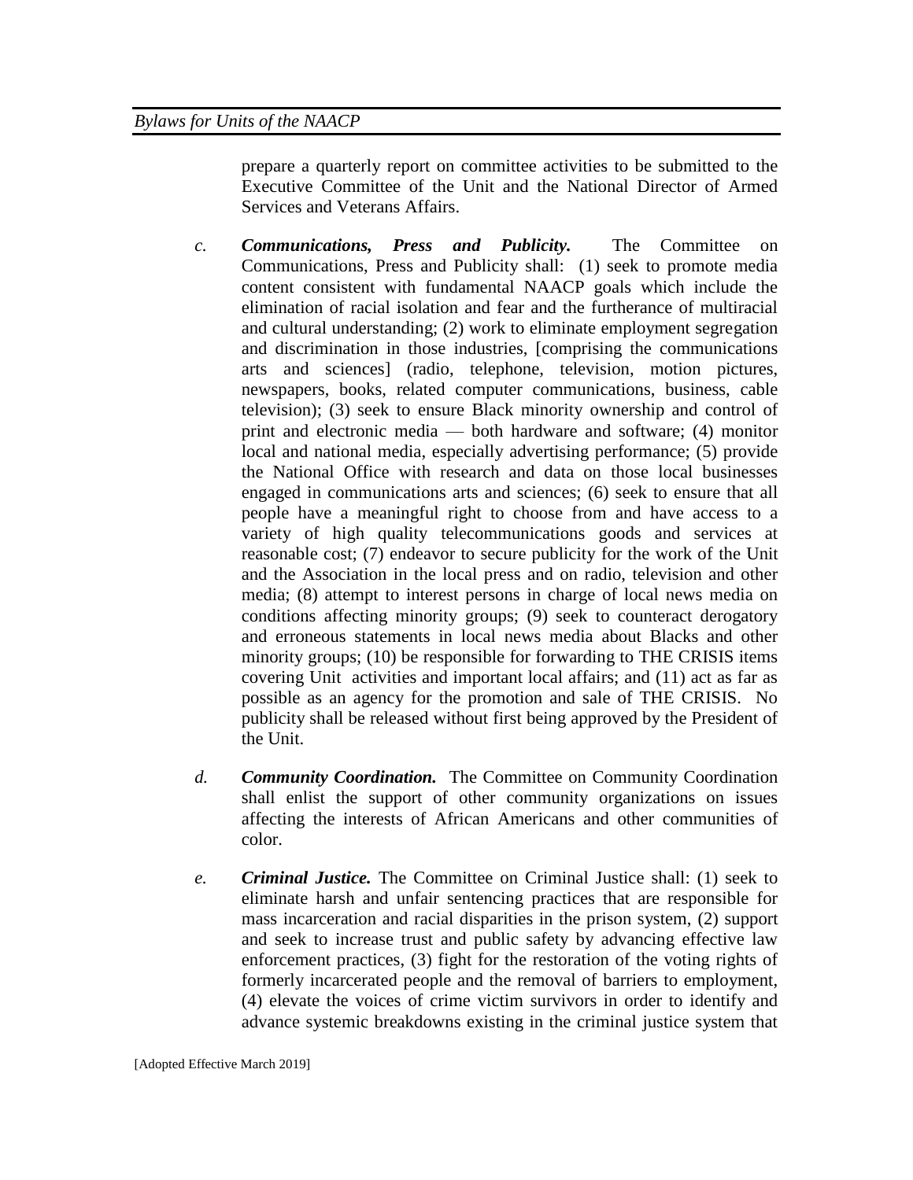prepare a quarterly report on committee activities to be submitted to the Executive Committee of the Unit and the National Director of Armed Services and Veterans Affairs.

*c.* ***Communications, Press and Publicity.*** The Committee on Communications, Press and Publicity shall: (1) seek to promote media content consistent with fundamental NAACP goals which include the elimination of racial isolation and fear and the furtherance of multiracial and cultural understanding; (2) work to eliminate employment segregation and discrimination in those industries, [comprising the communications arts and sciences] (radio, telephone, television, motion pictures, newspapers, books, related computer communications, business, cable television); (3) seek to ensure Black minority ownership and control of print and electronic media — both hardware and software; (4) monitor local and national media, especially advertising performance; (5) provide the National Office with research and data on those local businesses engaged in communications arts and sciences; (6) seek to ensure that all people have a meaningful right to choose from and have access to a variety of high quality telecommunications goods and services at reasonable cost; (7) endeavor to secure publicity for the work of the Unit and the Association in the local press and on radio, television and other media; (8) attempt to interest persons in charge of local news media on conditions affecting minority groups; (9) seek to counteract derogatory and erroneous statements in local news media about Blacks and other minority groups; (10) be responsible for forwarding to THE CRISIS items covering Unit activities and important local affairs; and (11) act as far as possible as an agency for the promotion and sale of THE CRISIS. No publicity shall be released without first being approved by the President of the Unit.

*d.* ***Community Coordination.*** The Committee on Community Coordination shall enlist the support of other community organizations on issues affecting the interests of African Americans and other communities of color.

*e.* ***Criminal Justice.*** The Committee on Criminal Justice shall: (1) seek to eliminate harsh and unfair sentencing practices that are responsible for mass incarceration and racial disparities in the prison system, (2) support and seek to increase trust and public safety by advancing effective law enforcement practices, (3) fight for the restoration of the voting rights of formerly incarcerated people and the removal of barriers to employment, (4) elevate the voices of crime victim survivors in order to identify and advance systemic breakdowns existing in the criminal justice system that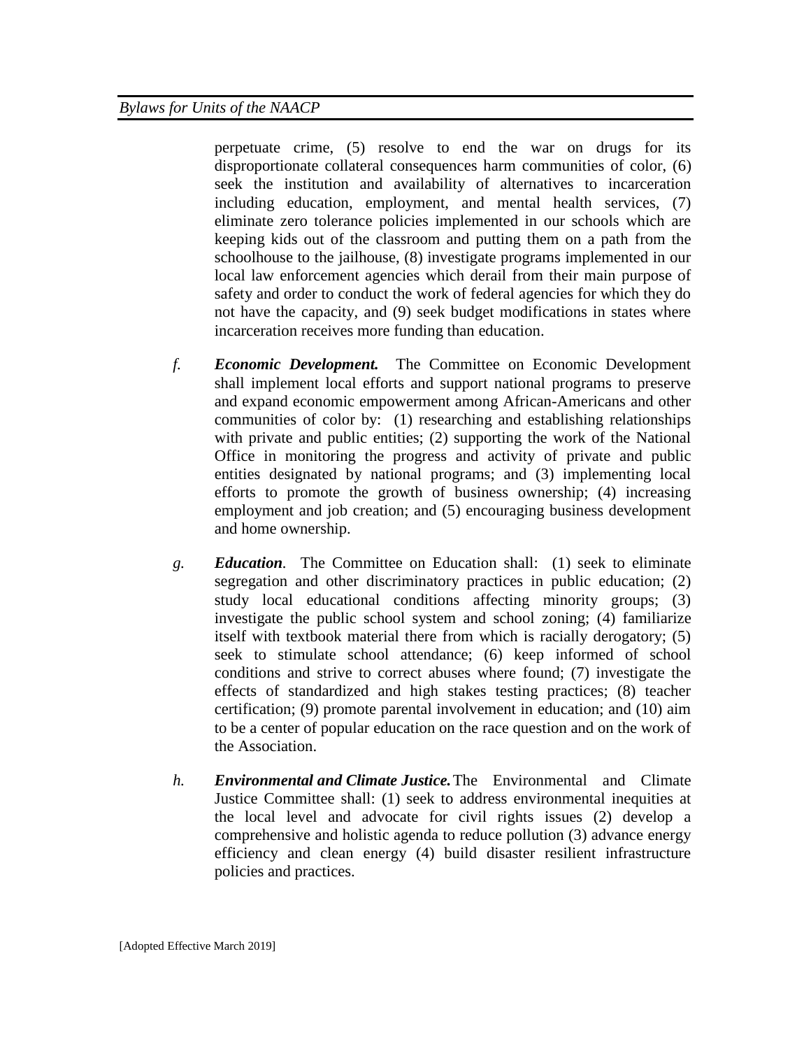perpetuate crime, (5) resolve to end the war on drugs for its disproportionate collateral consequences harm communities of color, (6) seek the institution and availability of alternatives to incarceration including education, employment, and mental health services, (7) eliminate zero tolerance policies implemented in our schools which are keeping kids out of the classroom and putting them on a path from the schoolhouse to the jailhouse, (8) investigate programs implemented in our local law enforcement agencies which derail from their main purpose of safety and order to conduct the work of federal agencies for which they do not have the capacity, and (9) seek budget modifications in states where incarceration receives more funding than education.

*f.* ***Economic Development.*** The Committee on Economic Development shall implement local efforts and support national programs to preserve and expand economic empowerment among African-Americans and other communities of color by: (1) researching and establishing relationships with private and public entities; (2) supporting the work of the National Office in monitoring the progress and activity of private and public entities designated by national programs; and (3) implementing local efforts to promote the growth of business ownership; (4) increasing employment and job creation; and (5) encouraging business development and home ownership.

*g.* ***Education***. The Committee on Education shall: (1) seek to eliminate segregation and other discriminatory practices in public education; (2) study local educational conditions affecting minority groups; (3) investigate the public school system and school zoning; (4) familiarize itself with textbook material there from which is racially derogatory; (5) seek to stimulate school attendance; (6) keep informed of school conditions and strive to correct abuses where found; (7) investigate the effects of standardized and high stakes testing practices; (8) teacher certification; (9) promote parental involvement in education; and (10) aim to be a center of popular education on the race question and on the work of the Association.

*h.* ***Environmental and Climate Justice.*** The Environmental and Climate Justice Committee shall: (1) seek to address environmental inequities at the local level and advocate for civil rights issues (2) develop a comprehensive and holistic agenda to reduce pollution (3) advance energy efficiency and clean energy (4) build disaster resilient infrastructure policies and practices.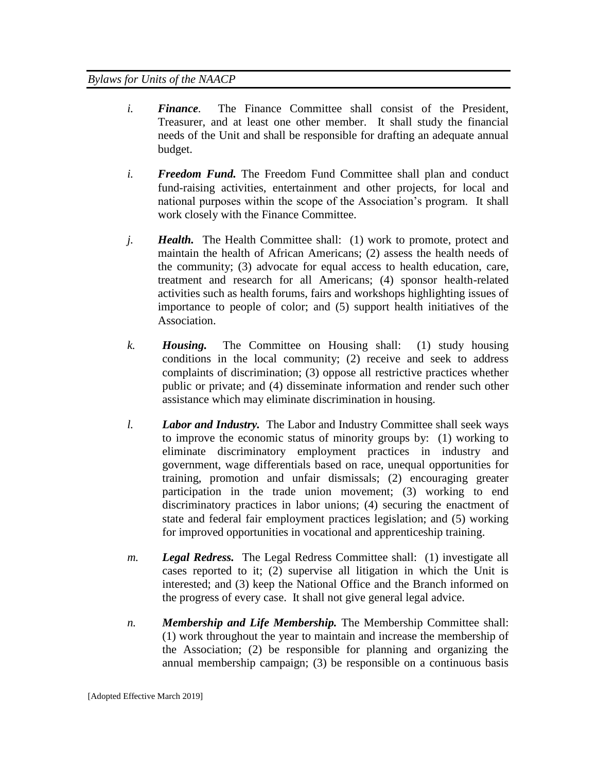*i.* ***Finance***. The Finance Committee shall consist of the President, Treasurer, and at least one other member. It shall study the financial needs of the Unit and shall be responsible for drafting an adequate annual budget.

*i.* ***Freedom Fund.*** The Freedom Fund Committee shall plan and conduct fund-raising activities, entertainment and other projects, for local and national purposes within the scope of the Association's program. It shall work closely with the Finance Committee.

*j.* ***Health.*** The Health Committee shall: (1) work to promote, protect and maintain the health of African Americans; (2) assess the health needs of the community; (3) advocate for equal access to health education, care, treatment and research for all Americans; (4) sponsor health-related activities such as health forums, fairs and workshops highlighting issues of importance to people of color; and (5) support health initiatives of the Association.

*k.* ***Housing.*** The Committee on Housing shall: (1) study housing conditions in the local community; (2) receive and seek to address complaints of discrimination; (3) oppose all restrictive practices whether public or private; and (4) disseminate information and render such other assistance which may eliminate discrimination in housing.

*l.* ***Labor and Industry.*** The Labor and Industry Committee shall seek ways to improve the economic status of minority groups by: (1) working to eliminate discriminatory employment practices in industry and government, wage differentials based on race, unequal opportunities for training, promotion and unfair dismissals; (2) encouraging greater participation in the trade union movement; (3) working to end discriminatory practices in labor unions; (4) securing the enactment of state and federal fair employment practices legislation; and (5) working for improved opportunities in vocational and apprenticeship training.

*m.* ***Legal Redress.*** The Legal Redress Committee shall: (1) investigate all cases reported to it; (2) supervise all litigation in which the Unit is interested; and (3) keep the National Office and the Branch informed on the progress of every case. It shall not give general legal advice.

*n.* ***Membership and Life Membership.*** The Membership Committee shall: (1) work throughout the year to maintain and increase the membership of the Association; (2) be responsible for planning and organizing the annual membership campaign; (3) be responsible on a continuous basis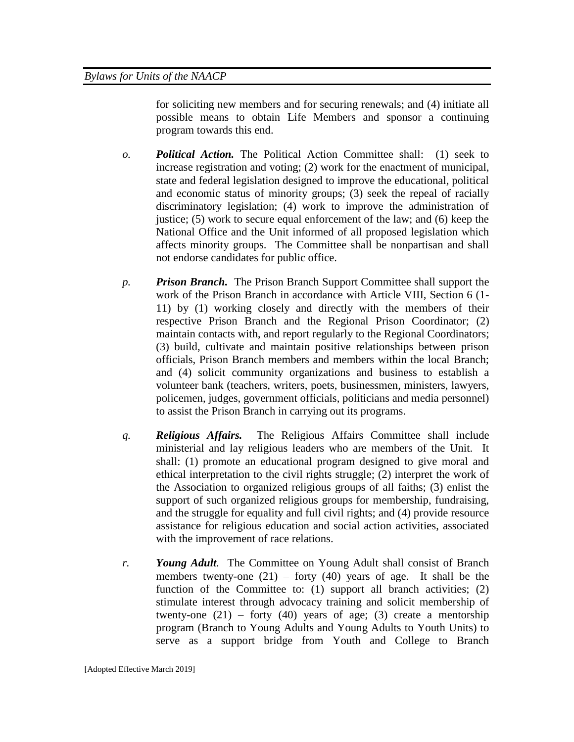for soliciting new members and for securing renewals; and (4) initiate all possible means to obtain Life Members and sponsor a continuing program towards this end.

*o.* ***Political Action.*** The Political Action Committee shall: (1) seek to increase registration and voting; (2) work for the enactment of municipal, state and federal legislation designed to improve the educational, political and economic status of minority groups; (3) seek the repeal of racially discriminatory legislation; (4) work to improve the administration of justice; (5) work to secure equal enforcement of the law; and (6) keep the National Office and the Unit informed of all proposed legislation which affects minority groups. The Committee shall be nonpartisan and shall not endorse candidates for public office.

*p.* ***Prison Branch.*** The Prison Branch Support Committee shall support the work of the Prison Branch in accordance with Article VIII, Section 6 (1-11) by (1) working closely and directly with the members of their respective Prison Branch and the Regional Prison Coordinator; (2) maintain contacts with, and report regularly to the Regional Coordinators; (3) build, cultivate and maintain positive relationships between prison officials, Prison Branch members and members within the local Branch; and (4) solicit community organizations and business to establish a volunteer bank (teachers, writers, poets, businessmen, ministers, lawyers, policemen, judges, government officials, politicians and media personnel) to assist the Prison Branch in carrying out its programs.

*q.* ***Religious Affairs.*** The Religious Affairs Committee shall include ministerial and lay religious leaders who are members of the Unit. It shall: (1) promote an educational program designed to give moral and ethical interpretation to the civil rights struggle; (2) interpret the work of the Association to organized religious groups of all faiths; (3) enlist the support of such organized religious groups for membership, fundraising, and the struggle for equality and full civil rights; and (4) provide resource assistance for religious education and social action activities, associated with the improvement of race relations.

*r.* ***Young Adult.*** The Committee on Young Adult shall consist of Branch members twenty-one (21) – forty (40) years of age. It shall be the function of the Committee to: (1) support all branch activities; (2) stimulate interest through advocacy training and solicit membership of twenty-one (21) – forty (40) years of age; (3) create a mentorship program (Branch to Young Adults and Young Adults to Youth Units) to serve as a support bridge from Youth and College to Branch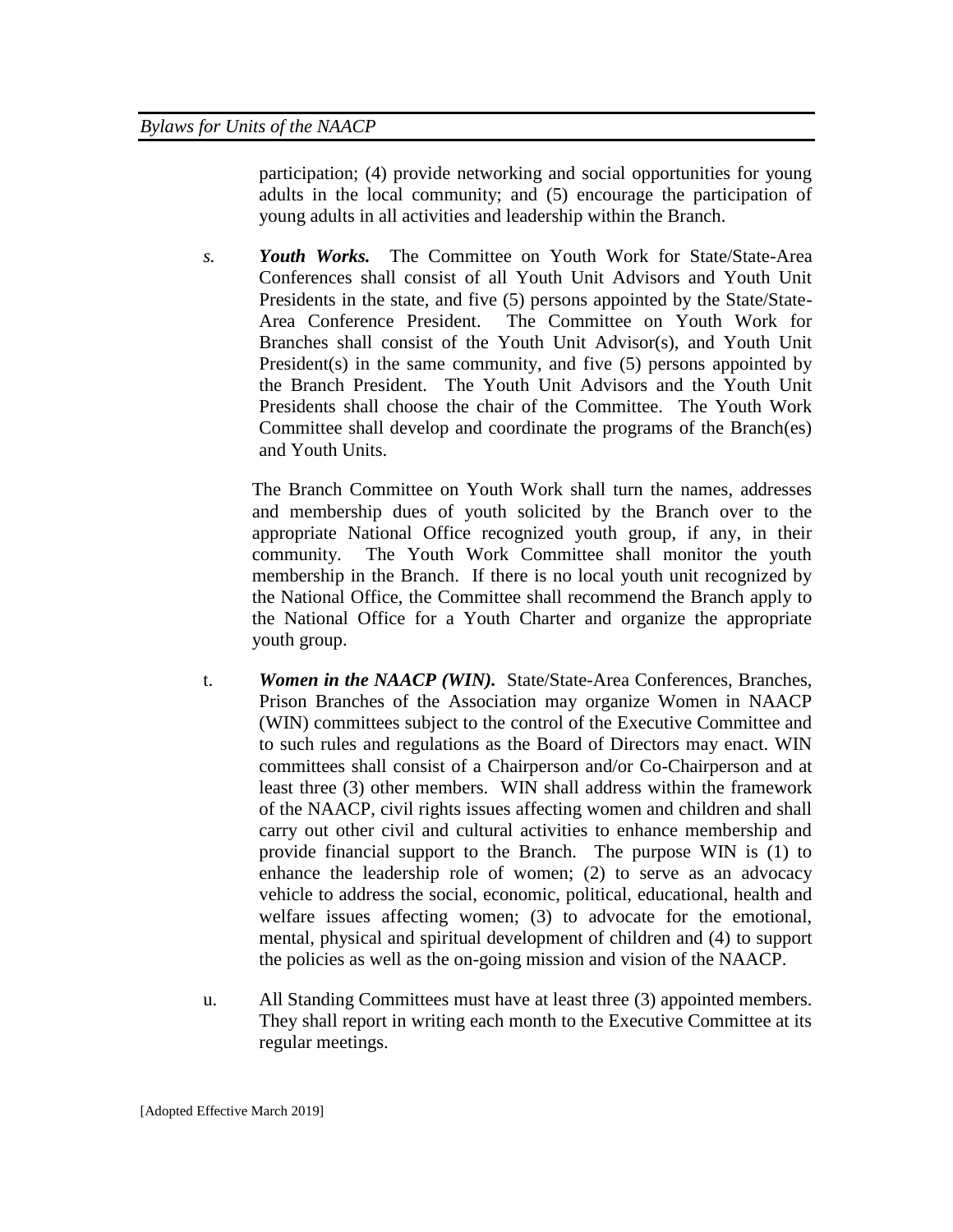participation; (4) provide networking and social opportunities for young adults in the local community; and (5) encourage the participation of young adults in all activities and leadership within the Branch.

*s.* ***Youth Works.*** The Committee on Youth Work for State/State-Area Conferences shall consist of all Youth Unit Advisors and Youth Unit Presidents in the state, and five (5) persons appointed by the State/State-Area Conference President. The Committee on Youth Work for Branches shall consist of the Youth Unit Advisor(s), and Youth Unit President(s) in the same community, and five (5) persons appointed by the Branch President. The Youth Unit Advisors and the Youth Unit Presidents shall choose the chair of the Committee. The Youth Work Committee shall develop and coordinate the programs of the Branch(es) and Youth Units.

The Branch Committee on Youth Work shall turn the names, addresses and membership dues of youth solicited by the Branch over to the appropriate National Office recognized youth group, if any, in their community. The Youth Work Committee shall monitor the youth membership in the Branch. If there is no local youth unit recognized by the National Office, the Committee shall recommend the Branch apply to the National Office for a Youth Charter and organize the appropriate youth group.

t. ***Women in the NAACP (WIN).*** State/State-Area Conferences, Branches, Prison Branches of the Association may organize Women in NAACP (WIN) committees subject to the control of the Executive Committee and to such rules and regulations as the Board of Directors may enact. WIN committees shall consist of a Chairperson and/or Co-Chairperson and at least three (3) other members. WIN shall address within the framework of the NAACP, civil rights issues affecting women and children and shall carry out other civil and cultural activities to enhance membership and provide financial support to the Branch. The purpose WIN is (1) to enhance the leadership role of women; (2) to serve as an advocacy vehicle to address the social, economic, political, educational, health and welfare issues affecting women; (3) to advocate for the emotional, mental, physical and spiritual development of children and (4) to support the policies as well as the on-going mission and vision of the NAACP.

u. All Standing Committees must have at least three (3) appointed members. They shall report in writing each month to the Executive Committee at its regular meetings.